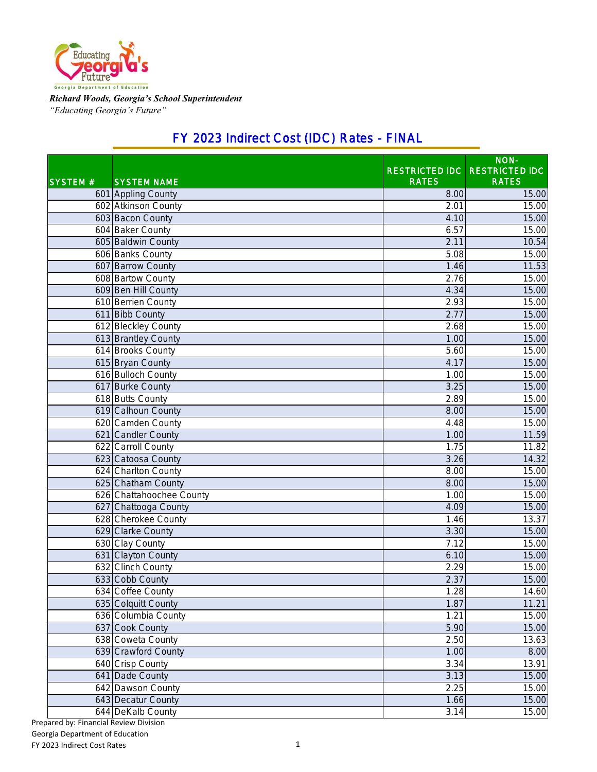Educating Georgia's Future

Georgia Department of Education

***Richard Woods, Georgia's School Superintendent***

*"Educating Georgia's Future"*

## FY 2023 Indirect Cost (IDC) Rates - FINAL

| SYSTEM # | SYSTEM NAME | RESTRICTED IDC RATES | NON-RESTRICTED IDC RATES |
|---|---|---|---|
| 601 | Appling County | 8.00 | 15.00 |
| 602 | Atkinson County | 2.01 | 15.00 |
| 603 | Bacon County | 4.10 | 15.00 |
| 604 | Baker County | 6.57 | 15.00 |
| 605 | Baldwin County | 2.11 | 10.54 |
| 606 | Banks County | 5.08 | 15.00 |
| 607 | Barrow County | 1.46 | 11.53 |
| 608 | Bartow County | 2.76 | 15.00 |
| 609 | Ben Hill County | 4.34 | 15.00 |
| 610 | Berrien County | 2.93 | 15.00 |
| 611 | Bibb County | 2.77 | 15.00 |
| 612 | Bleckley County | 2.68 | 15.00 |
| 613 | Brantley County | 1.00 | 15.00 |
| 614 | Brooks County | 5.60 | 15.00 |
| 615 | Bryan County | 4.17 | 15.00 |
| 616 | Bulloch County | 1.00 | 15.00 |
| 617 | Burke County | 3.25 | 15.00 |
| 618 | Butts County | 2.89 | 15.00 |
| 619 | Calhoun County | 8.00 | 15.00 |
| 620 | Camden County | 4.48 | 15.00 |
| 621 | Candler County | 1.00 | 11.59 |
| 622 | Carroll County | 1.75 | 11.82 |
| 623 | Catoosa County | 3.26 | 14.32 |
| 624 | Charlton County | 8.00 | 15.00 |
| 625 | Chatham County | 8.00 | 15.00 |
| 626 | Chattahoochee County | 1.00 | 15.00 |
| 627 | Chattooga County | 4.09 | 15.00 |
| 628 | Cherokee County | 1.46 | 13.37 |
| 629 | Clarke County | 3.30 | 15.00 |
| 630 | Clay County | 7.12 | 15.00 |
| 631 | Clayton County | 6.10 | 15.00 |
| 632 | Clinch County | 2.29 | 15.00 |
| 633 | Cobb County | 2.37 | 15.00 |
| 634 | Coffee County | 1.28 | 14.60 |
| 635 | Colquitt County | 1.87 | 11.21 |
| 636 | Columbia County | 1.21 | 15.00 |
| 637 | Cook County | 5.90 | 15.00 |
| 638 | Coweta County | 2.50 | 13.63 |
| 639 | Crawford County | 1.00 | 8.00 |
| 640 | Crisp County | 3.34 | 13.91 |
| 641 | Dade County | 3.13 | 15.00 |
| 642 | Dawson County | 2.25 | 15.00 |
| 643 | Decatur County | 1.66 | 15.00 |
| 644 | DeKalb County | 3.14 | 15.00 |

Prepared by: Financial Review Division
Georgia Department of Education
FY 2023 Indirect Cost Rates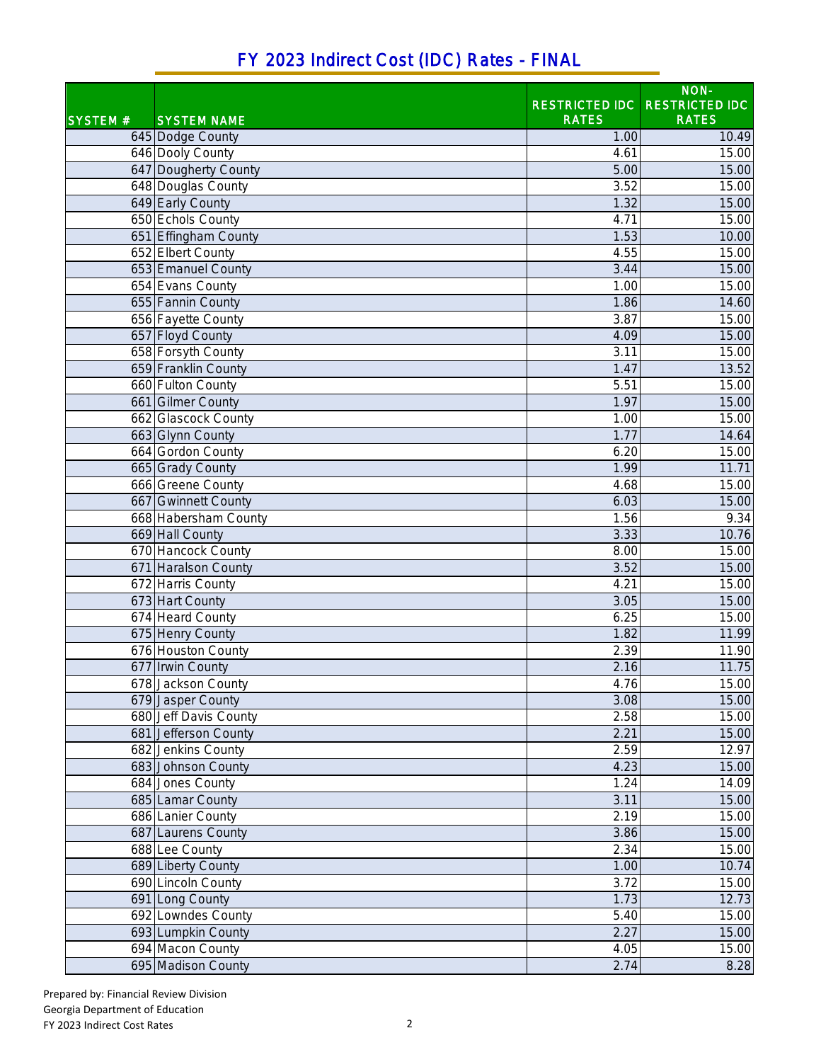# FY 2023 Indirect Cost (IDC) Rates - FINAL

| SYSTEM # | SYSTEM NAME | RESTRICTED IDC RATES | NON-RESTRICTED IDC RATES |
|---|---|---|---|
| 645 | Dodge County | 1.00 | 10.49 |
| 646 | Dooly County | 4.61 | 15.00 |
| 647 | Dougherty County | 5.00 | 15.00 |
| 648 | Douglas County | 3.52 | 15.00 |
| 649 | Early County | 1.32 | 15.00 |
| 650 | Echols County | 4.71 | 15.00 |
| 651 | Effingham County | 1.53 | 10.00 |
| 652 | Elbert County | 4.55 | 15.00 |
| 653 | Emanuel County | 3.44 | 15.00 |
| 654 | Evans County | 1.00 | 15.00 |
| 655 | Fannin County | 1.86 | 14.60 |
| 656 | Fayette County | 3.87 | 15.00 |
| 657 | Floyd County | 4.09 | 15.00 |
| 658 | Forsyth County | 3.11 | 15.00 |
| 659 | Franklin County | 1.47 | 13.52 |
| 660 | Fulton County | 5.51 | 15.00 |
| 661 | Gilmer County | 1.97 | 15.00 |
| 662 | Glascock County | 1.00 | 15.00 |
| 663 | Glynn County | 1.77 | 14.64 |
| 664 | Gordon County | 6.20 | 15.00 |
| 665 | Grady County | 1.99 | 11.71 |
| 666 | Greene County | 4.68 | 15.00 |
| 667 | Gwinnett County | 6.03 | 15.00 |
| 668 | Habersham County | 1.56 | 9.34 |
| 669 | Hall County | 3.33 | 10.76 |
| 670 | Hancock County | 8.00 | 15.00 |
| 671 | Haralson County | 3.52 | 15.00 |
| 672 | Harris County | 4.21 | 15.00 |
| 673 | Hart County | 3.05 | 15.00 |
| 674 | Heard County | 6.25 | 15.00 |
| 675 | Henry County | 1.82 | 11.99 |
| 676 | Houston County | 2.39 | 11.90 |
| 677 | Irwin County | 2.16 | 11.75 |
| 678 | Jackson County | 4.76 | 15.00 |
| 679 | Jasper County | 3.08 | 15.00 |
| 680 | Jeff Davis County | 2.58 | 15.00 |
| 681 | Jefferson County | 2.21 | 15.00 |
| 682 | Jenkins County | 2.59 | 12.97 |
| 683 | Johnson County | 4.23 | 15.00 |
| 684 | Jones County | 1.24 | 14.09 |
| 685 | Lamar County | 3.11 | 15.00 |
| 686 | Lanier County | 2.19 | 15.00 |
| 687 | Laurens County | 3.86 | 15.00 |
| 688 | Lee County | 2.34 | 15.00 |
| 689 | Liberty County | 1.00 | 10.74 |
| 690 | Lincoln County | 3.72 | 15.00 |
| 691 | Long County | 1.73 | 12.73 |
| 692 | Lowndes County | 5.40 | 15.00 |
| 693 | Lumpkin County | 2.27 | 15.00 |
| 694 | Macon County | 4.05 | 15.00 |
| 695 | Madison County | 2.74 | 8.28 |

Prepared by: Financial Review Division
Georgia Department of Education
FY 2023 Indirect Cost Rates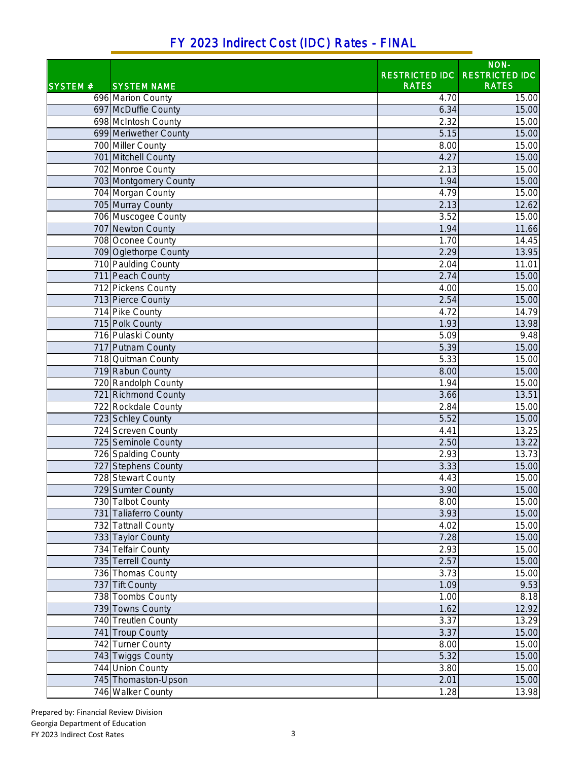# FY 2023 Indirect Cost (IDC) Rates - FINAL

| SYSTEM # | SYSTEM NAME | RESTRICTED IDC RATES | NON-RESTRICTED IDC RATES |
|---|---|---|---|
| 696 | Marion County | 4.70 | 15.00 |
| 697 | McDuffie County | 6.34 | 15.00 |
| 698 | McIntosh County | 2.32 | 15.00 |
| 699 | Meriwether County | 5.15 | 15.00 |
| 700 | Miller County | 8.00 | 15.00 |
| 701 | Mitchell County | 4.27 | 15.00 |
| 702 | Monroe County | 2.13 | 15.00 |
| 703 | Montgomery County | 1.94 | 15.00 |
| 704 | Morgan County | 4.79 | 15.00 |
| 705 | Murray County | 2.13 | 12.62 |
| 706 | Muscogee County | 3.52 | 15.00 |
| 707 | Newton County | 1.94 | 11.66 |
| 708 | Oconee County | 1.70 | 14.45 |
| 709 | Oglethorpe County | 2.29 | 13.95 |
| 710 | Paulding County | 2.04 | 11.01 |
| 711 | Peach County | 2.74 | 15.00 |
| 712 | Pickens County | 4.00 | 15.00 |
| 713 | Pierce County | 2.54 | 15.00 |
| 714 | Pike County | 4.72 | 14.79 |
| 715 | Polk County | 1.93 | 13.98 |
| 716 | Pulaski County | 5.09 | 9.48 |
| 717 | Putnam County | 5.39 | 15.00 |
| 718 | Quitman County | 5.33 | 15.00 |
| 719 | Rabun County | 8.00 | 15.00 |
| 720 | Randolph County | 1.94 | 15.00 |
| 721 | Richmond County | 3.66 | 13.51 |
| 722 | Rockdale County | 2.84 | 15.00 |
| 723 | Schley County | 5.52 | 15.00 |
| 724 | Screven County | 4.41 | 13.25 |
| 725 | Seminole County | 2.50 | 13.22 |
| 726 | Spalding County | 2.93 | 13.73 |
| 727 | Stephens County | 3.33 | 15.00 |
| 728 | Stewart County | 4.43 | 15.00 |
| 729 | Sumter County | 3.90 | 15.00 |
| 730 | Talbot County | 8.00 | 15.00 |
| 731 | Taliaferro County | 3.93 | 15.00 |
| 732 | Tattnall County | 4.02 | 15.00 |
| 733 | Taylor County | 7.28 | 15.00 |
| 734 | Telfair County | 2.93 | 15.00 |
| 735 | Terrell County | 2.57 | 15.00 |
| 736 | Thomas County | 3.73 | 15.00 |
| 737 | Tift County | 1.09 | 9.53 |
| 738 | Toombs County | 1.00 | 8.18 |
| 739 | Towns County | 1.62 | 12.92 |
| 740 | Treutlen County | 3.37 | 13.29 |
| 741 | Troup County | 3.37 | 15.00 |
| 742 | Turner County | 8.00 | 15.00 |
| 743 | Twiggs County | 5.32 | 15.00 |
| 744 | Union County | 3.80 | 15.00 |
| 745 | Thomaston-Upson | 2.01 | 15.00 |
| 746 | Walker County | 1.28 | 13.98 |

Prepared by: Financial Review Division
Georgia Department of Education
FY 2023 Indirect Cost Rates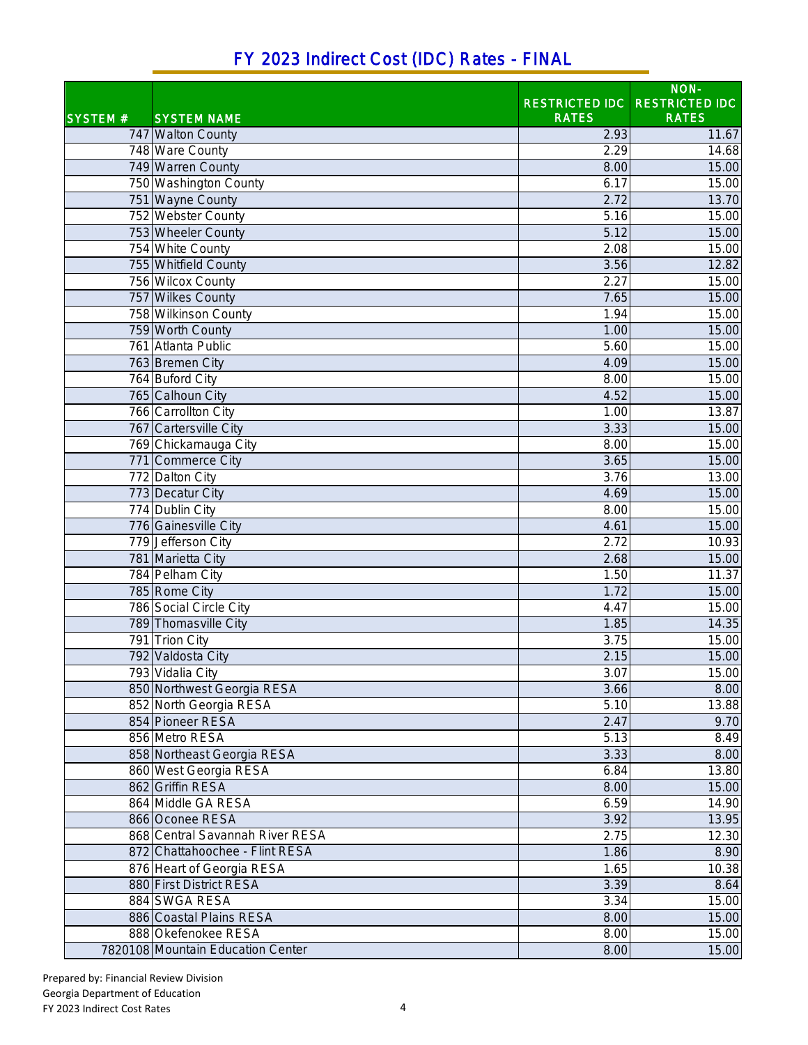# FY 2023 Indirect Cost (IDC) Rates - FINAL

| SYSTEM # | SYSTEM NAME | RESTRICTED IDC RATES | NON-RESTRICTED IDC RATES |
|---|---|---|---|
| 747 | Walton County | 2.93 | 11.67 |
| 748 | Ware County | 2.29 | 14.68 |
| 749 | Warren County | 8.00 | 15.00 |
| 750 | Washington County | 6.17 | 15.00 |
| 751 | Wayne County | 2.72 | 13.70 |
| 752 | Webster County | 5.16 | 15.00 |
| 753 | Wheeler County | 5.12 | 15.00 |
| 754 | White County | 2.08 | 15.00 |
| 755 | Whitfield County | 3.56 | 12.82 |
| 756 | Wilcox County | 2.27 | 15.00 |
| 757 | Wilkes County | 7.65 | 15.00 |
| 758 | Wilkinson County | 1.94 | 15.00 |
| 759 | Worth County | 1.00 | 15.00 |
| 761 | Atlanta Public | 5.60 | 15.00 |
| 763 | Bremen City | 4.09 | 15.00 |
| 764 | Buford City | 8.00 | 15.00 |
| 765 | Calhoun City | 4.52 | 15.00 |
| 766 | Carrollton City | 1.00 | 13.87 |
| 767 | Cartersville City | 3.33 | 15.00 |
| 769 | Chickamauga City | 8.00 | 15.00 |
| 771 | Commerce City | 3.65 | 15.00 |
| 772 | Dalton City | 3.76 | 13.00 |
| 773 | Decatur City | 4.69 | 15.00 |
| 774 | Dublin City | 8.00 | 15.00 |
| 776 | Gainesville City | 4.61 | 15.00 |
| 779 | Jefferson City | 2.72 | 10.93 |
| 781 | Marietta City | 2.68 | 15.00 |
| 784 | Pelham City | 1.50 | 11.37 |
| 785 | Rome City | 1.72 | 15.00 |
| 786 | Social Circle City | 4.47 | 15.00 |
| 789 | Thomasville City | 1.85 | 14.35 |
| 791 | Trion City | 3.75 | 15.00 |
| 792 | Valdosta City | 2.15 | 15.00 |
| 793 | Vidalia City | 3.07 | 15.00 |
| 850 | Northwest Georgia RESA | 3.66 | 8.00 |
| 852 | North Georgia RESA | 5.10 | 13.88 |
| 854 | Pioneer RESA | 2.47 | 9.70 |
| 856 | Metro RESA | 5.13 | 8.49 |
| 858 | Northeast Georgia RESA | 3.33 | 8.00 |
| 860 | West Georgia RESA | 6.84 | 13.80 |
| 862 | Griffin RESA | 8.00 | 15.00 |
| 864 | Middle GA RESA | 6.59 | 14.90 |
| 866 | Oconee RESA | 3.92 | 13.95 |
| 868 | Central Savannah River RESA | 2.75 | 12.30 |
| 872 | Chattahoochee - Flint RESA | 1.86 | 8.90 |
| 876 | Heart of Georgia RESA | 1.65 | 10.38 |
| 880 | First District RESA | 3.39 | 8.64 |
| 884 | SWGA RESA | 3.34 | 15.00 |
| 886 | Coastal Plains RESA | 8.00 | 15.00 |
| 888 | Okefenokee RESA | 8.00 | 15.00 |
| 7820108 | Mountain Education Center | 8.00 | 15.00 |

Prepared by: Financial Review Division
Georgia Department of Education
FY 2023 Indirect Cost Rates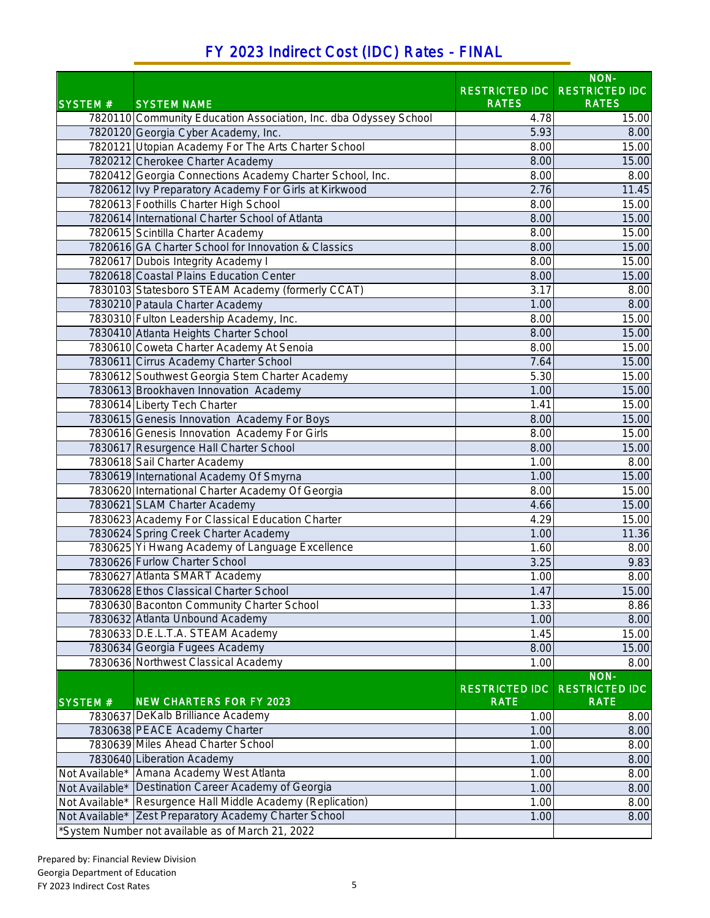## FY 2023 Indirect Cost (IDC) Rates - FINAL

| SYSTEM # | SYSTEM NAME | RESTRICTED IDC RATES | NON-RESTRICTED IDC RATES |
|---|---|---|---|
| 7820110 | Community Education Association, Inc. dba Odyssey School | 4.78 | 15.00 |
| 7820120 | Georgia Cyber Academy, Inc. | 5.93 | 8.00 |
| 7820121 | Utopian Academy For The Arts Charter School | 8.00 | 15.00 |
| 7820212 | Cherokee Charter Academy | 8.00 | 15.00 |
| 7820412 | Georgia Connections Academy Charter School, Inc. | 8.00 | 8.00 |
| 7820612 | Ivy Preparatory Academy For Girls at Kirkwood | 2.76 | 11.45 |
| 7820613 | Foothills Charter High School | 8.00 | 15.00 |
| 7820614 | International Charter School of Atlanta | 8.00 | 15.00 |
| 7820615 | Scintilla Charter Academy | 8.00 | 15.00 |
| 7820616 | GA Charter School for Innovation & Classics | 8.00 | 15.00 |
| 7820617 | Dubois Integrity Academy I | 8.00 | 15.00 |
| 7820618 | Coastal Plains Education Center | 8.00 | 15.00 |
| 7830103 | Statesboro STEAM Academy (formerly CCAT) | 3.17 | 8.00 |
| 7830210 | Pataula Charter Academy | 1.00 | 8.00 |
| 7830310 | Fulton Leadership Academy, Inc. | 8.00 | 15.00 |
| 7830410 | Atlanta Heights Charter School | 8.00 | 15.00 |
| 7830610 | Coweta Charter Academy At Senoia | 8.00 | 15.00 |
| 7830611 | Cirrus Academy Charter School | 7.64 | 15.00 |
| 7830612 | Southwest Georgia Stem Charter Academy | 5.30 | 15.00 |
| 7830613 | Brookhaven Innovation Academy | 1.00 | 15.00 |
| 7830614 | Liberty Tech Charter | 1.41 | 15.00 |
| 7830615 | Genesis Innovation Academy For Boys | 8.00 | 15.00 |
| 7830616 | Genesis Innovation Academy For Girls | 8.00 | 15.00 |
| 7830617 | Resurgence Hall Charter School | 8.00 | 15.00 |
| 7830618 | Sail Charter Academy | 1.00 | 8.00 |
| 7830619 | International Academy Of Smyrna | 1.00 | 15.00 |
| 7830620 | International Charter Academy Of Georgia | 8.00 | 15.00 |
| 7830621 | SLAM Charter Academy | 4.66 | 15.00 |
| 7830623 | Academy For Classical Education Charter | 4.29 | 15.00 |
| 7830624 | Spring Creek Charter Academy | 1.00 | 11.36 |
| 7830625 | Yi Hwang Academy of Language Excellence | 1.60 | 8.00 |
| 7830626 | Furlow Charter School | 3.25 | 9.83 |
| 7830627 | Atlanta SMART Academy | 1.00 | 8.00 |
| 7830628 | Ethos Classical Charter School | 1.47 | 15.00 |
| 7830630 | Baconton Community Charter School | 1.33 | 8.86 |
| 7830632 | Atlanta Unbound Academy | 1.00 | 8.00 |
| 7830633 | D.E.L.T.A. STEAM Academy | 1.45 | 15.00 |
| 7830634 | Georgia Fugees Academy | 8.00 | 15.00 |
| 7830636 | Northwest Classical Academy | 1.00 | 8.00 |
| **SYSTEM #** | **NEW CHARTERS FOR FY 2023** | **RESTRICTED IDC RATE** | **NON-RESTRICTED IDC RATE** |
| 7830637 | DeKalb Brilliance Academy | 1.00 | 8.00 |
| 7830638 | PEACE Academy Charter | 1.00 | 8.00 |
| 7830639 | Miles Ahead Charter School | 1.00 | 8.00 |
| 7830640 | Liberation Academy | 1.00 | 8.00 |
| Not Available* | Amana Academy West Atlanta | 1.00 | 8.00 |
| Not Available* | Destination Career Academy of Georgia | 1.00 | 8.00 |
| Not Available* | Resurgence Hall Middle Academy (Replication) | 1.00 | 8.00 |
| Not Available* | Zest Preparatory Academy Charter School | 1.00 | 8.00 |

*System Number not available as of March 21, 2022

Prepared by: Financial Review Division
Georgia Department of Education
FY 2023 Indirect Cost Rates